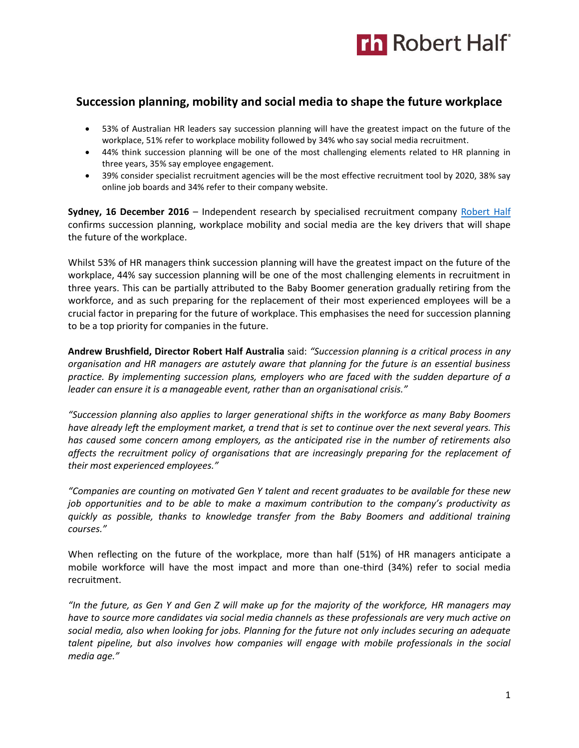## Succession planning, mobility and social media to shape the future workplace

- 53% of Australian HR leaders say succession planning will have the greatest impact on the future of the workplace, 51% refer to workplace mobility followed by 34% who say social media recruitment.
- 44% think succession planning will be one of the most challenging elements related to HR planning in three years, 35% say employee engagement.
- 39% consider specialist recruitment agencies will be the most effective recruitment tool by 2020, 38% say online job boards and 34% refer to their company website.

**Sydney, 16 December 2016** – Independent research by specialised recruitment company Robert Half confirms succession planning, workplace mobility and social media are the key drivers that will shape the future of the workplace.

Whilst 53% of HR managers think succession planning will have the greatest impact on the future of the workplace, 44% say succession planning will be one of the most challenging elements in recruitment in three years. This can be partially attributed to the Baby Boomer generation gradually retiring from the workforce, and as such preparing for the replacement of their most experienced employees will be a crucial factor in preparing for the future of workplace. This emphasises the need for succession planning to be a top priority for companies in the future.

**Andrew Brushfield, Director Robert Half Australia** said: *"Succession planning is a critical process in any organisation and HR managers are astutely aware that planning for the future is an essential business practice. By implementing succession plans, employers who are faced with the sudden departure of a leader can ensure it is a manageable event, rather than an organisational crisis."*

*"Succession planning also applies to larger generational shifts in the workforce as many Baby Boomers have already left the employment market, a trend that is set to continue over the next several years. This has caused some concern among employers, as the anticipated rise in the number of retirements also affects the recruitment policy of organisations that are increasingly preparing for the replacement of their most experienced employees."*

*"Companies are counting on motivated Gen Y talent and recent graduates to be available for these new job opportunities and to be able to make a maximum contribution to the company's productivity as quickly as possible, thanks to knowledge transfer from the Baby Boomers and additional training courses."*

When reflecting on the future of the workplace, more than half (51%) of HR managers anticipate a mobile workforce will have the most impact and more than one-third (34%) refer to social media recruitment.

*"In the future, as Gen Y and Gen Z will make up for the majority of the workforce, HR managers may have to source more candidates via social media channels as these professionals are very much active on social media, also when looking for jobs. Planning for the future not only includes securing an adequate talent pipeline, but also involves how companies will engage with mobile professionals in the social media age."*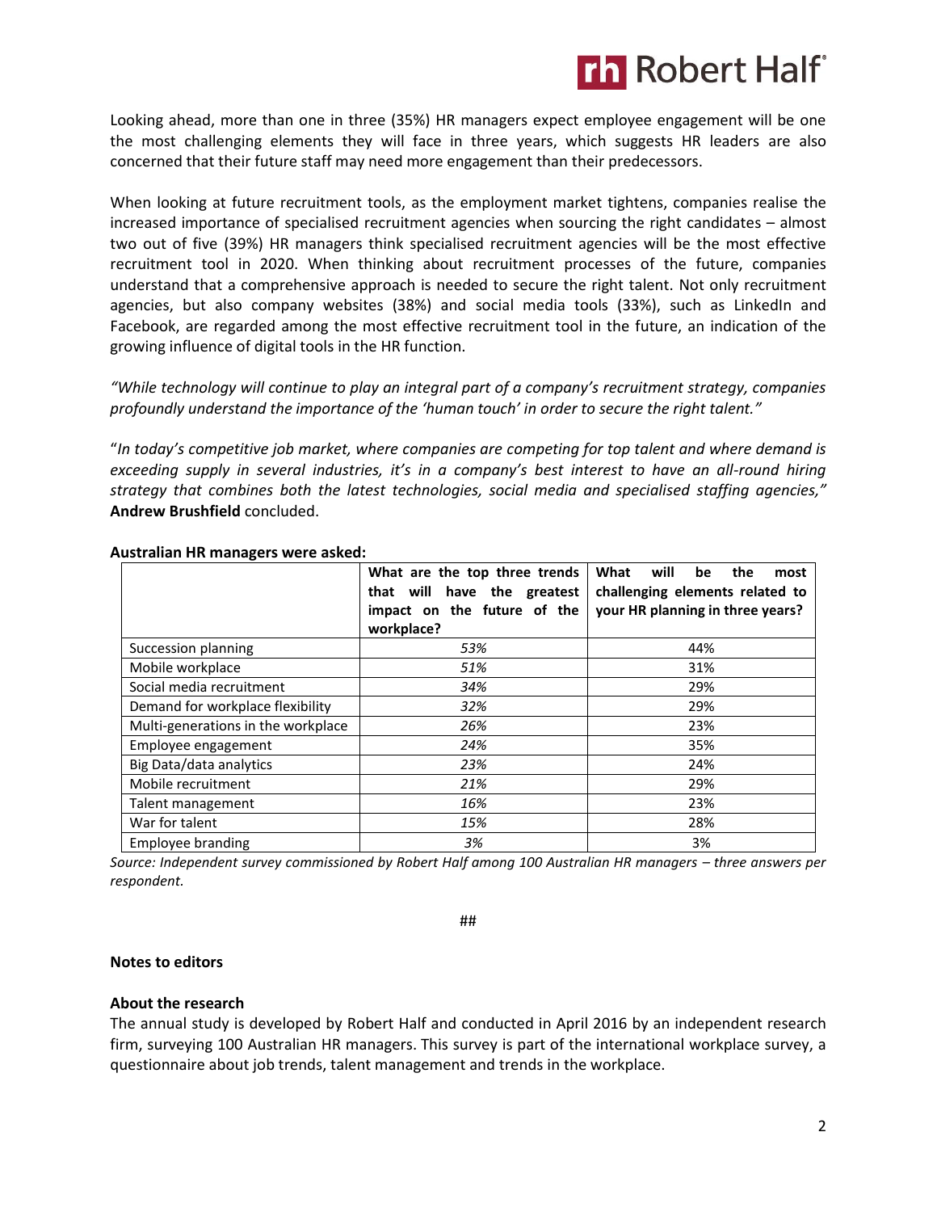Looking ahead, more than one in three (35%) HR managers expect employee engagement will be one the most challenging elements they will face in three years, which suggests HR leaders are also concerned that their future staff may need more engagement than their predecessors.

When looking at future recruitment tools, as the employment market tightens, companies realise the increased importance of specialised recruitment agencies when sourcing the right candidates – almost two out of five (39%) HR managers think specialised recruitment agencies will be the most effective recruitment tool in 2020. When thinking about recruitment processes of the future, companies understand that a comprehensive approach is needed to secure the right talent. Not only recruitment agencies, but also company websites (38%) and social media tools (33%), such as LinkedIn and Facebook, are regarded among the most effective recruitment tool in the future, an indication of the growing influence of digital tools in the HR function.

*"While technology will continue to play an integral part of a company's recruitment strategy, companies profoundly understand the importance of the 'human touch' in order to secure the right talent."*

"*In today's competitive job market, where companies are competing for top talent and where demand is exceeding supply in several industries, it's in a company's best interest to have an all-round hiring strategy that combines both the latest technologies, social media and specialised staffing agencies,"* **Andrew Brushfield** concluded.

**Australian HR managers were asked:**

| | **What are the top three trends that will have the greatest impact on the future of the workplace?** | **What will be the most challenging elements related to your HR planning in three years?** |
|---|---|---|
| Succession planning | *53%* | 44% |
| Mobile workplace | *51%* | 31% |
| Social media recruitment | *34%* | 29% |
| Demand for workplace flexibility | *32%* | 29% |
| Multi-generations in the workplace | *26%* | 23% |
| Employee engagement | *24%* | 35% |
| Big Data/data analytics | *23%* | 24% |
| Mobile recruitment | *21%* | 29% |
| Talent management | *16%* | 23% |
| War for talent | *15%* | 28% |
| Employee branding | *3%* | 3% |

*Source: Independent survey commissioned by Robert Half among 100 Australian HR managers – three answers per respondent.*

##

**Notes to editors**

**About the research**

The annual study is developed by Robert Half and conducted in April 2016 by an independent research firm, surveying 100 Australian HR managers. This survey is part of the international workplace survey, a questionnaire about job trends, talent management and trends in the workplace.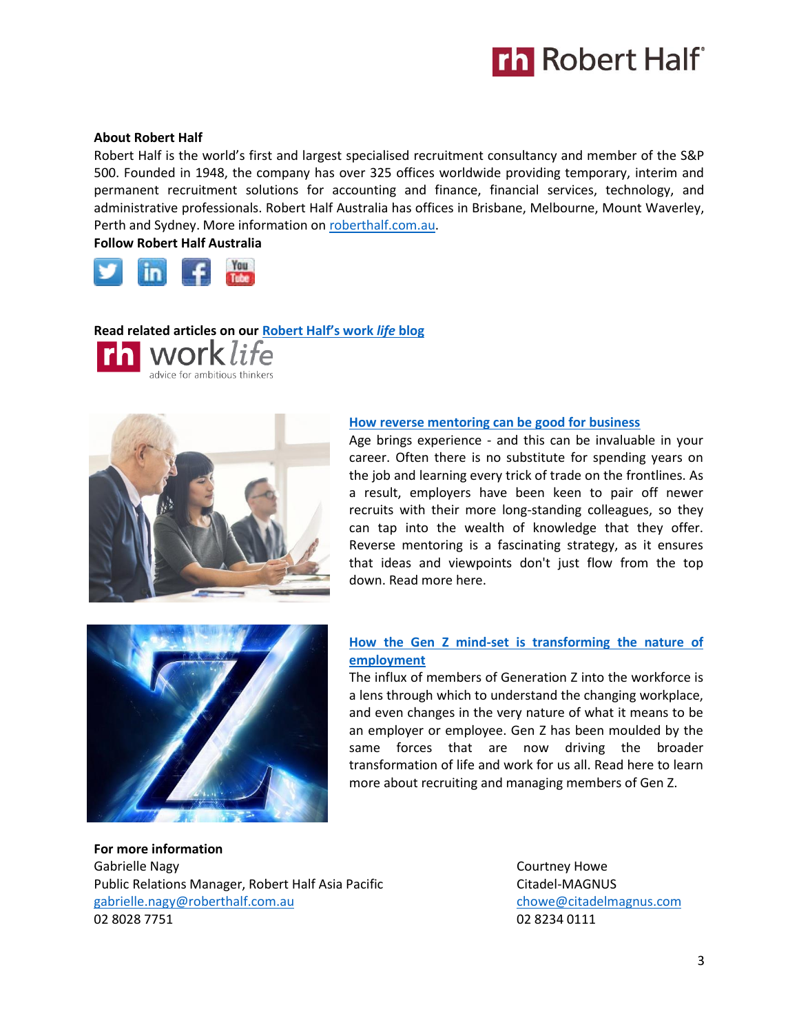**About Robert Half**

Robert Half is the world's first and largest specialised recruitment consultancy and member of the S&P 500. Founded in 1948, the company has over 325 offices worldwide providing temporary, interim and permanent recruitment solutions for accounting and finance, financial services, technology, and administrative professionals. Robert Half Australia has offices in Brisbane, Melbourne, Mount Waverley, Perth and Sydney. More information on [roberthalf.com.au](roberthalf.com.au).

**Follow Robert Half Australia**

**Read related articles on our [Robert Half's work *life* blog]()**

**[How reverse mentoring can be good for business]()**

Age brings experience - and this can be invaluable in your career. Often there is no substitute for spending years on the job and learning every trick of trade on the frontlines. As a result, employers have been keen to pair off newer recruits with their more long-standing colleagues, so they can tap into the wealth of knowledge that they offer. Reverse mentoring is a fascinating strategy, as it ensures that ideas and viewpoints don't just flow from the top down. Read more here.

**[How the Gen Z mind-set is transforming the nature of employment]()**

The influx of members of Generation Z into the workforce is a lens through which to understand the changing workplace, and even changes in the very nature of what it means to be an employer or employee. Gen Z has been moulded by the same forces that are now driving the broader transformation of life and work for us all. Read here to learn more about recruiting and managing members of Gen Z.

**For more information**

Gabrielle Nagy
Public Relations Manager, Robert Half Asia Pacific
[gabrielle.nagy@roberthalf.com.au](mailto:gabrielle.nagy@roberthalf.com.au)
02 8028 7751

Courtney Howe
Citadel-MAGNUS
[chowe@citadelmagnus.com](mailto:chowe@citadelmagnus.com)
02 8234 0111